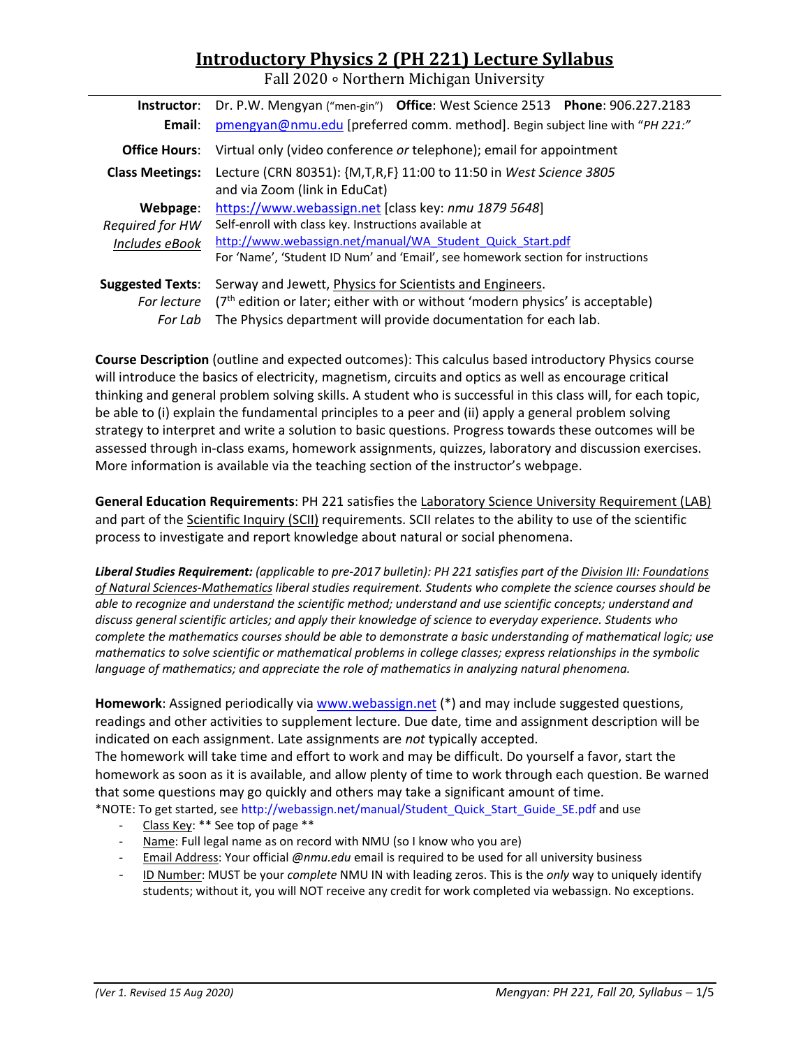# Introductory Physics 2 (PH 221) Lecture Syllabus

Fall 2020 ∘ Northern Michigan University

| | |
|---|---|
| **Instructor**: | Dr. P.W. Mengyan ("men-gin") **Office**: West Science 2513 **Phone**: 906.227.2183 |
| **Email**: | pmengyan@nmu.edu [preferred comm. method]. Begin subject line with "*PH 221:*" |
| **Office Hours**: | Virtual only (video conference *or* telephone); email for appointment |
| **Class Meetings**: | Lecture (CRN 80351): {M,T,R,F} 11:00 to 11:50 in *West Science 3805* and via Zoom (link in EduCat) |
| **Webpage**: *Required for HW* *Includes eBook* | https://www.webassign.net [class key: *nmu 1879 5648*] Self-enroll with class key. Instructions available at http://www.webassign.net/manual/WA_Student_Quick_Start.pdf For 'Name', 'Student ID Num' and 'Email', see homework section for instructions |
| **Suggested Texts**: | Serway and Jewett, Physics for Scientists and Engineers. |
| *For lecture* | (7th edition or later; either with or without 'modern physics' is acceptable) |
| *For Lab* | The Physics department will provide documentation for each lab. |

**Course Description** (outline and expected outcomes): This calculus based introductory Physics course will introduce the basics of electricity, magnetism, circuits and optics as well as encourage critical thinking and general problem solving skills. A student who is successful in this class will, for each topic, be able to (i) explain the fundamental principles to a peer and (ii) apply a general problem solving strategy to interpret and write a solution to basic questions. Progress towards these outcomes will be assessed through in-class exams, homework assignments, quizzes, laboratory and discussion exercises. More information is available via the teaching section of the instructor's webpage.

**General Education Requirements**: PH 221 satisfies the Laboratory Science University Requirement (LAB) and part of the Scientific Inquiry (SCII) requirements. SCII relates to the ability to use of the scientific process to investigate and report knowledge about natural or social phenomena.

***Liberal Studies Requirement:*** *(applicable to pre-2017 bulletin): PH 221 satisfies part of the Division III: Foundations of Natural Sciences-Mathematics liberal studies requirement. Students who complete the science courses should be able to recognize and understand the scientific method; understand and use scientific concepts; understand and discuss general scientific articles; and apply their knowledge of science to everyday experience. Students who complete the mathematics courses should be able to demonstrate a basic understanding of mathematical logic; use mathematics to solve scientific or mathematical problems in college classes; express relationships in the symbolic language of mathematics; and appreciate the role of mathematics in analyzing natural phenomena.*

**Homework**: Assigned periodically via www.webassign.net (*) and may include suggested questions, readings and other activities to supplement lecture. Due date, time and assignment description will be indicated on each assignment. Late assignments are *not* typically accepted.
The homework will take time and effort to work and may be difficult. Do yourself a favor, start the homework as soon as it is available, and allow plenty of time to work through each question. Be warned that some questions may go quickly and others may take a significant amount of time.
*NOTE: To get started, see http://webassign.net/manual/Student_Quick_Start_Guide_SE.pdf and use

- Class Key: ** See top of page **
- Name: Full legal name as on record with NMU (so I know who you are)
- Email Address: Your official *@nmu.edu* email is required to be used for all university business
- ID Number: MUST be your *complete* NMU IN with leading zeros. This is the *only* way to uniquely identify students; without it, you will NOT receive any credit for work completed via webassign. No exceptions.

*(Ver 1. Revised 15 Aug 2020)*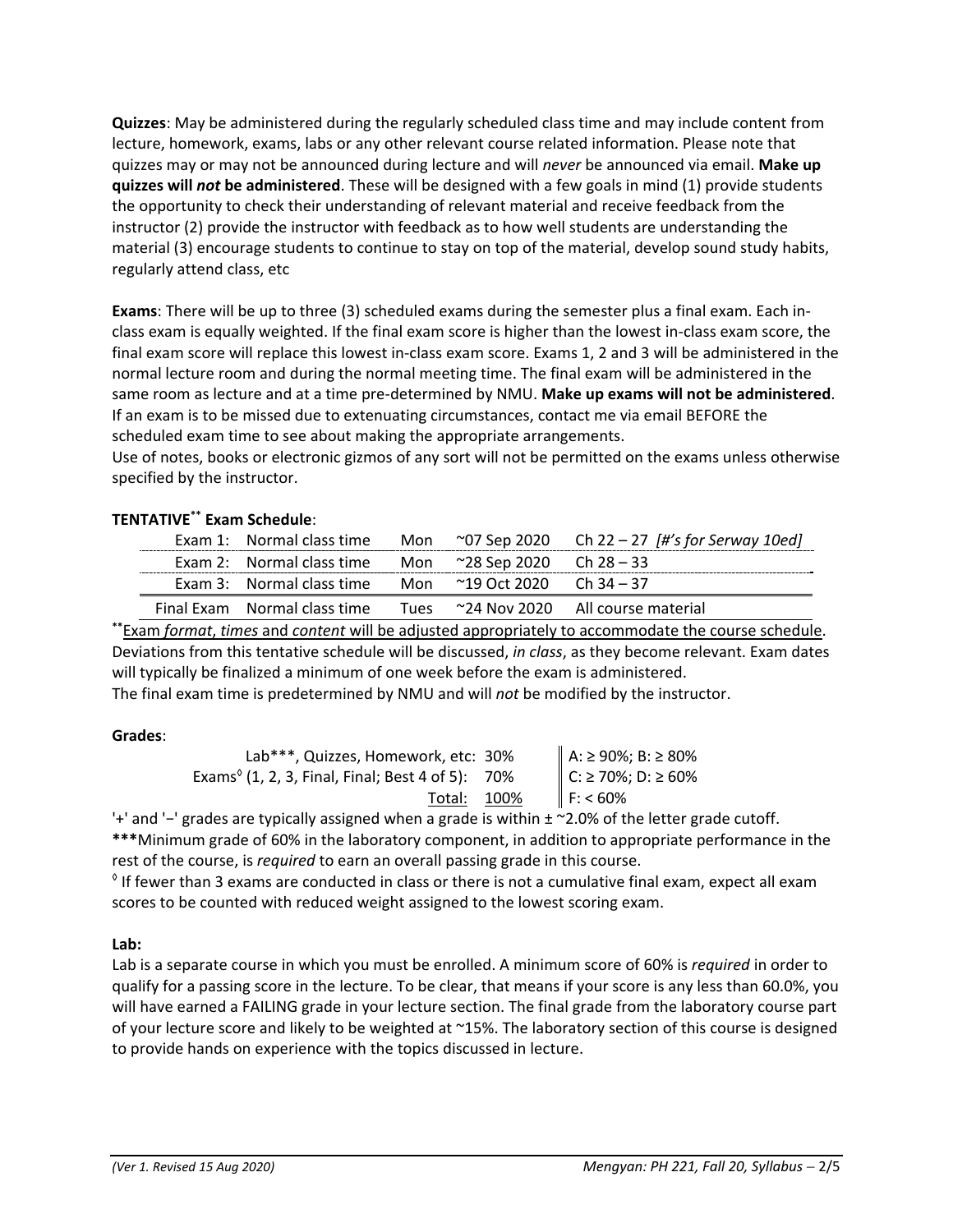**Quizzes**: May be administered during the regularly scheduled class time and may include content from lecture, homework, exams, labs or any other relevant course related information. Please note that quizzes may or may not be announced during lecture and will *never* be announced via email. **Make up quizzes will *not* be administered**. These will be designed with a few goals in mind (1) provide students the opportunity to check their understanding of relevant material and receive feedback from the instructor (2) provide the instructor with feedback as to how well students are understanding the material (3) encourage students to continue to stay on top of the material, develop sound study habits, regularly attend class, etc

**Exams**: There will be up to three (3) scheduled exams during the semester plus a final exam. Each in-class exam is equally weighted. If the final exam score is higher than the lowest in-class exam score, the final exam score will replace this lowest in-class exam score. Exams 1, 2 and 3 will be administered in the normal lecture room and during the normal meeting time. The final exam will be administered in the same room as lecture and at a time pre-determined by NMU. **Make up exams will not be administered**. If an exam is to be missed due to extenuating circumstances, contact me via email BEFORE the scheduled exam time to see about making the appropriate arrangements.
Use of notes, books or electronic gizmos of any sort will not be permitted on the exams unless otherwise specified by the instructor.

**TENTATIVE\*\* Exam Schedule**:

| | | | | |
|---|---|---|---|---|
| Exam 1: | Normal class time | Mon | ~07 Sep 2020 | Ch 22 – 27 *[#'s for Serway 10ed]* |
| Exam 2: | Normal class time | Mon | ~28 Sep 2020 | Ch 28 – 33 |
| Exam 3: | Normal class time | Mon | ~19 Oct 2020 | Ch 34 – 37 |
| Final Exam | Normal class time | Tues | ~24 Nov 2020 | All course material |

\*\*Exam *format*, *times* and *content* will be adjusted appropriately to accommodate the course schedule. Deviations from this tentative schedule will be discussed, *in class*, as they become relevant. Exam dates will typically be finalized a minimum of one week before the exam is administered.
The final exam time is predetermined by NMU and will *not* be modified by the instructor.

**Grades**:

| | | |
|---|---|---|
| Lab\*\*\*, Quizzes, Homework, etc: | 30% | A: ≥ 90%; B: ≥ 80% |
| Exams[◊] (1, 2, 3, Final, Final; Best 4 of 5): | 70% | C: ≥ 70%; D: ≥ 60% |
| Total: | 100% | F: < 60% |

'+' and '−' grades are typically assigned when a grade is within ± ~2.0% of the letter grade cutoff.
**\*\*\***Minimum grade of 60% in the laboratory component, in addition to appropriate performance in the rest of the course, is *required* to earn an overall passing grade in this course.
[◊] If fewer than 3 exams are conducted in class or there is not a cumulative final exam, expect all exam scores to be counted with reduced weight assigned to the lowest scoring exam.

**Lab:**
Lab is a separate course in which you must be enrolled. A minimum score of 60% is *required* in order to qualify for a passing score in the lecture. To be clear, that means if your score is any less than 60.0%, you will have earned a FAILING grade in your lecture section. The final grade from the laboratory course part of your lecture score and likely to be weighted at ~15%. The laboratory section of this course is designed to provide hands on experience with the topics discussed in lecture.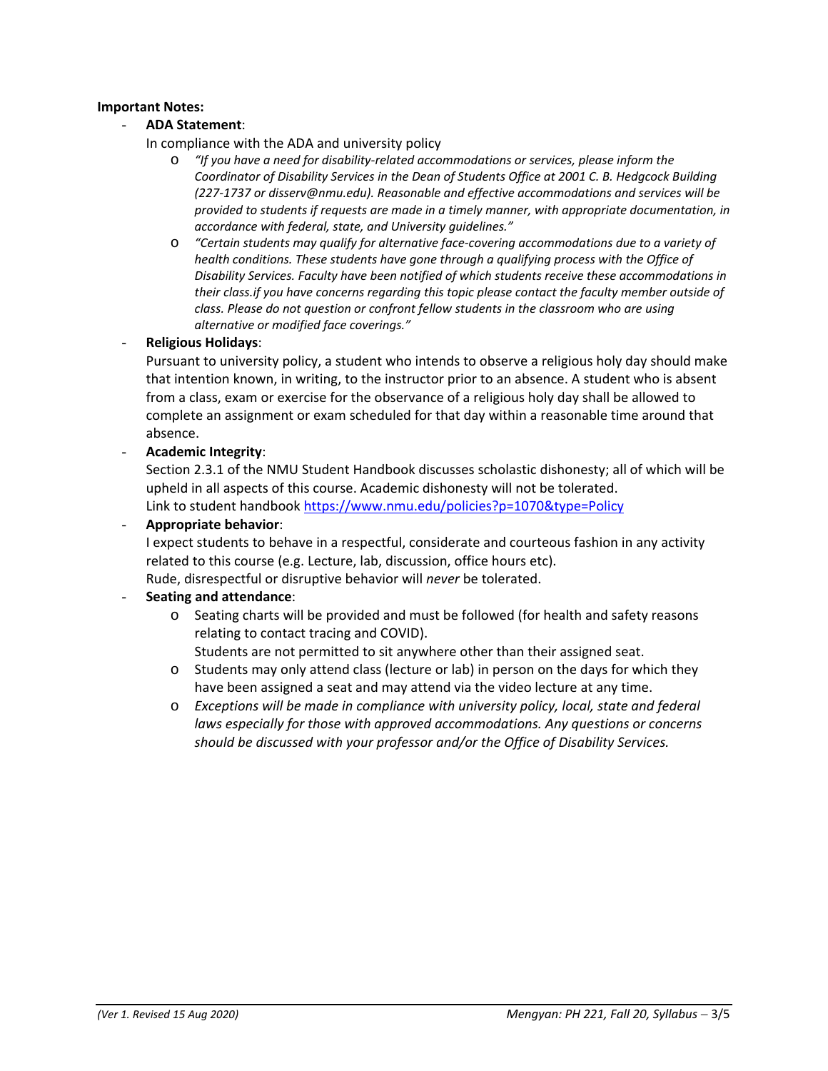**Important Notes:**

- **ADA Statement**:
  In compliance with the ADA and university policy
  - *"If you have a need for disability-related accommodations or services, please inform the Coordinator of Disability Services in the Dean of Students Office at 2001 C. B. Hedgcock Building (227-1737 or disserv@nmu.edu). Reasonable and effective accommodations and services will be provided to students if requests are made in a timely manner, with appropriate documentation, in accordance with federal, state, and University guidelines."*
  - *"Certain students may qualify for alternative face-covering accommodations due to a variety of health conditions. These students have gone through a qualifying process with the Office of Disability Services. Faculty have been notified of which students receive these accommodations in their class.if you have concerns regarding this topic please contact the faculty member outside of class. Please do not question or confront fellow students in the classroom who are using alternative or modified face coverings."*
- **Religious Holidays**:
  Pursuant to university policy, a student who intends to observe a religious holy day should make that intention known, in writing, to the instructor prior to an absence. A student who is absent from a class, exam or exercise for the observance of a religious holy day shall be allowed to complete an assignment or exam scheduled for that day within a reasonable time around that absence.
- **Academic Integrity**:
  Section 2.3.1 of the NMU Student Handbook discusses scholastic dishonesty; all of which will be upheld in all aspects of this course. Academic dishonesty will not be tolerated.
  Link to student handbook https://www.nmu.edu/policies?p=1070&type=Policy
- **Appropriate behavior**:
  I expect students to behave in a respectful, considerate and courteous fashion in any activity related to this course (e.g. Lecture, lab, discussion, office hours etc).
  Rude, disrespectful or disruptive behavior will *never* be tolerated.
- **Seating and attendance**:
  - Seating charts will be provided and must be followed (for health and safety reasons relating to contact tracing and COVID).
    Students are not permitted to sit anywhere other than their assigned seat.
  - Students may only attend class (lecture or lab) in person on the days for which they have been assigned a seat and may attend via the video lecture at any time.
  - *Exceptions will be made in compliance with university policy, local, state and federal laws especially for those with approved accommodations. Any questions or concerns should be discussed with your professor and/or the Office of Disability Services.*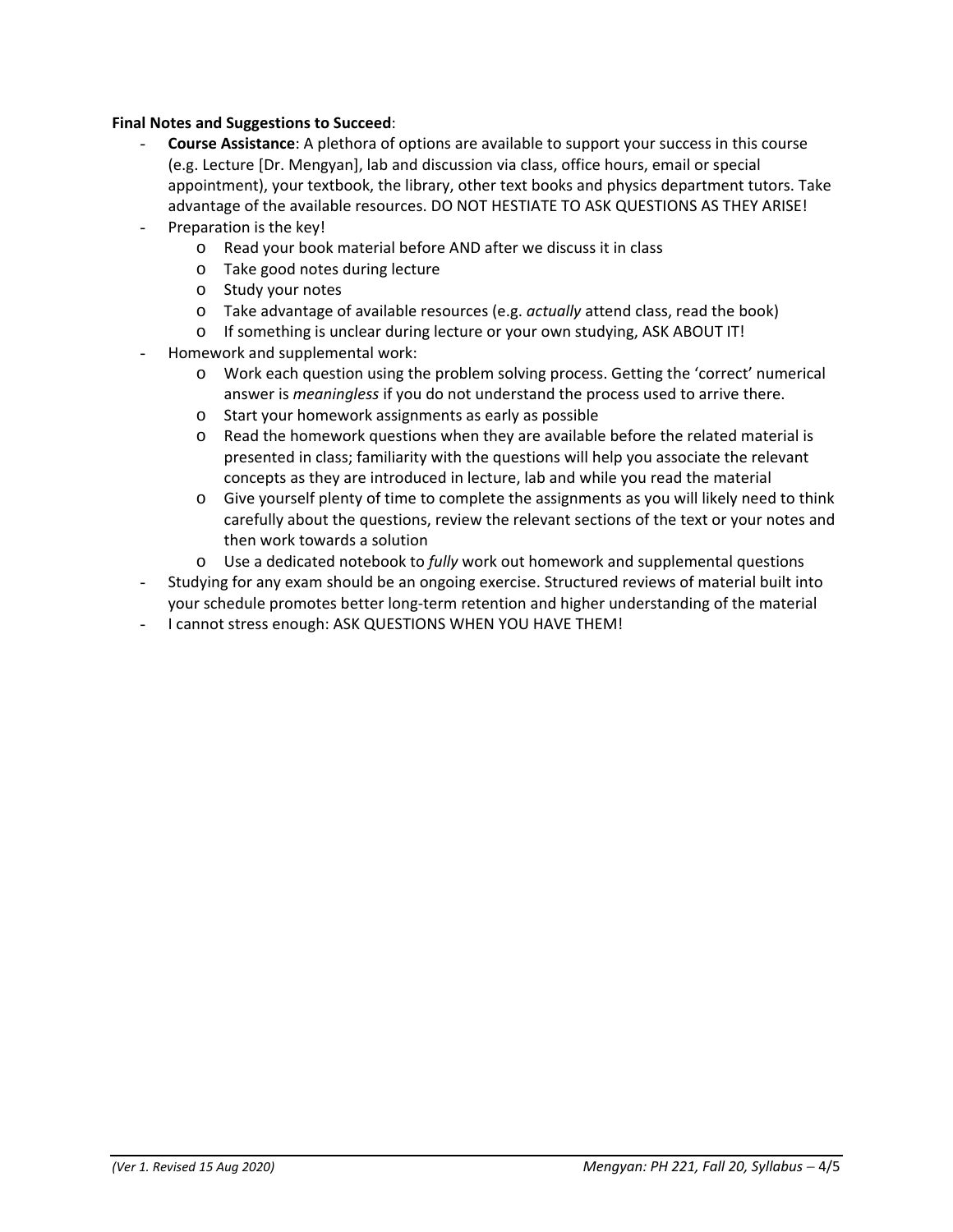**Final Notes and Suggestions to Succeed**:

- **Course Assistance**: A plethora of options are available to support your success in this course (e.g. Lecture [Dr. Mengyan], lab and discussion via class, office hours, email or special appointment), your textbook, the library, other text books and physics department tutors. Take advantage of the available resources. DO NOT HESTIATE TO ASK QUESTIONS AS THEY ARISE!
- Preparation is the key!
    - Read your book material before AND after we discuss it in class
    - Take good notes during lecture
    - Study your notes
    - Take advantage of available resources (e.g. *actually* attend class, read the book)
    - If something is unclear during lecture or your own studying, ASK ABOUT IT!
- Homework and supplemental work:
    - Work each question using the problem solving process. Getting the 'correct' numerical answer is *meaningless* if you do not understand the process used to arrive there.
    - Start your homework assignments as early as possible
    - Read the homework questions when they are available before the related material is presented in class; familiarity with the questions will help you associate the relevant concepts as they are introduced in lecture, lab and while you read the material
    - Give yourself plenty of time to complete the assignments as you will likely need to think carefully about the questions, review the relevant sections of the text or your notes and then work towards a solution
    - Use a dedicated notebook to *fully* work out homework and supplemental questions
- Studying for any exam should be an ongoing exercise. Structured reviews of material built into your schedule promotes better long-term retention and higher understanding of the material
- I cannot stress enough: ASK QUESTIONS WHEN YOU HAVE THEM!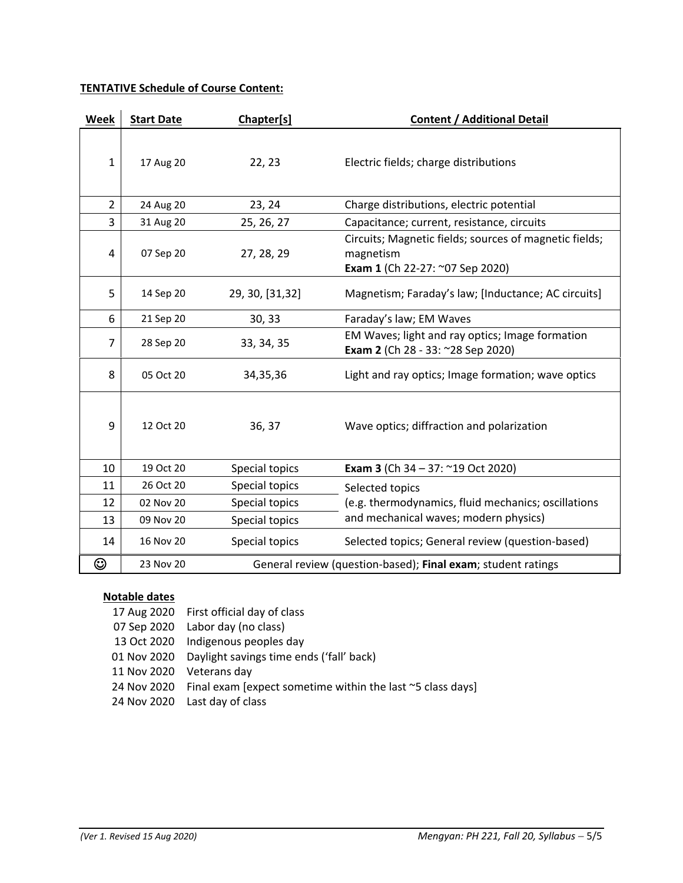**TENTATIVE Schedule of Course Content:**

| Week | Start Date | Chapter[s] | Content / Additional Detail |
|---|---|---|---|
| 1 | 17 Aug 20 | 22, 23 | Electric fields; charge distributions |
| 2 | 24 Aug 20 | 23, 24 | Charge distributions, electric potential |
| 3 | 31 Aug 20 | 25, 26, 27 | Capacitance; current, resistance, circuits |
| 4 | 07 Sep 20 | 27, 28, 29 | Circuits; Magnetic fields; sources of magnetic fields; magnetism<br>**Exam 1** (Ch 22-27: ~07 Sep 2020) |
| 5 | 14 Sep 20 | 29, 30, [31,32] | Magnetism; Faraday's law; [Inductance; AC circuits] |
| 6 | 21 Sep 20 | 30, 33 | Faraday's law; EM Waves |
| 7 | 28 Sep 20 | 33, 34, 35 | EM Waves; light and ray optics; Image formation<br>**Exam 2** (Ch 28 - 33: ~28 Sep 2020) |
| 8 | 05 Oct 20 | 34,35,36 | Light and ray optics; Image formation; wave optics |
| 9 | 12 Oct 20 | 36, 37 | Wave optics; diffraction and polarization |
| 10 | 19 Oct 20 | Special topics | **Exam 3** (Ch 34 – 37: ~19 Oct 2020) |
| 11 | 26 Oct 20 | Special topics | Selected topics<br>(e.g. thermodynamics, fluid mechanics; oscillations and mechanical waves; modern physics) |
| 12 | 02 Nov 20 | Special topics | |
| 13 | 09 Nov 20 | Special topics | |
| 14 | 16 Nov 20 | Special topics | Selected topics; General review (question-based) |
| ☺ | 23 Nov 20 | General review (question-based); **Final exam**; student ratings | |

**Notable dates**

17 Aug 2020 First official day of class
07 Sep 2020 Labor day (no class)
13 Oct 2020 Indigenous peoples day
01 Nov 2020 Daylight savings time ends ('fall' back)
11 Nov 2020 Veterans day
24 Nov 2020 Final exam [expect sometime within the last ~5 class days]
24 Nov 2020 Last day of class

*(Ver 1. Revised 15 Aug 2020)*